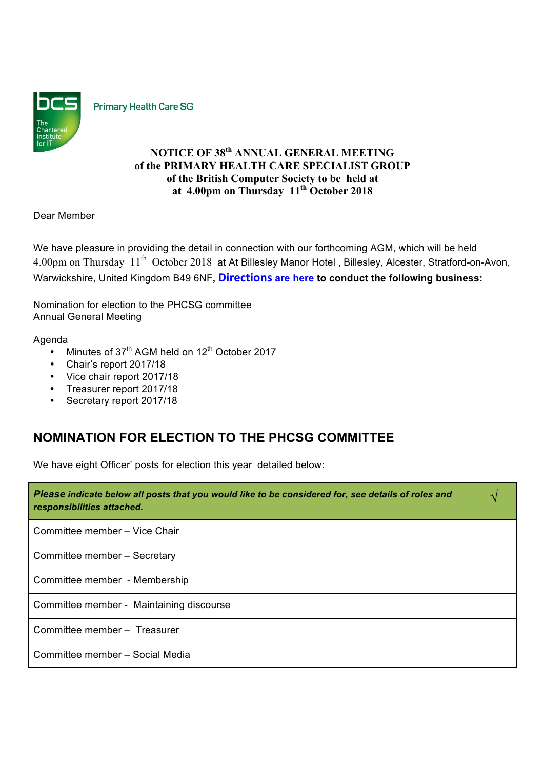bcs The Chartered Institute for IT

Primary Health Care SG

**NOTICE OF 38th ANNUAL GENERAL MEETING**
**of the PRIMARY HEALTH CARE SPECIALIST GROUP**
**of the British Computer Society to be held at**
**at 4.00pm on Thursday 11th October 2018**

Dear Member

We have pleasure in providing the detail in connection with our forthcoming AGM, which will be held 4.00pm on Thursday 11th October 2018 at At Billesley Manor Hotel , Billesley, Alcester, Stratford-on-Avon, Warwickshire, United Kingdom B49 6NF, **Directions are here to conduct the following business:**

Nomination for election to the PHCSG committee
Annual General Meeting

Agenda

- Minutes of 37th AGM held on 12th October 2017
- Chair's report 2017/18
- Vice chair report 2017/18
- Treasurer report 2017/18
- Secretary report 2017/18

## NOMINATION FOR ELECTION TO THE PHCSG COMMITTEE

We have eight Officer' posts for election this year detailed below:

| ***Please indicate below all posts that you would like to be considered for, see details of roles and responsibilities attached.*** | √ |
|---|---|
| Committee member – Vice Chair | |
| Committee member – Secretary | |
| Committee member - Membership | |
| Committee member - Maintaining discourse | |
| Committee member – Treasurer | |
| Committee member – Social Media | |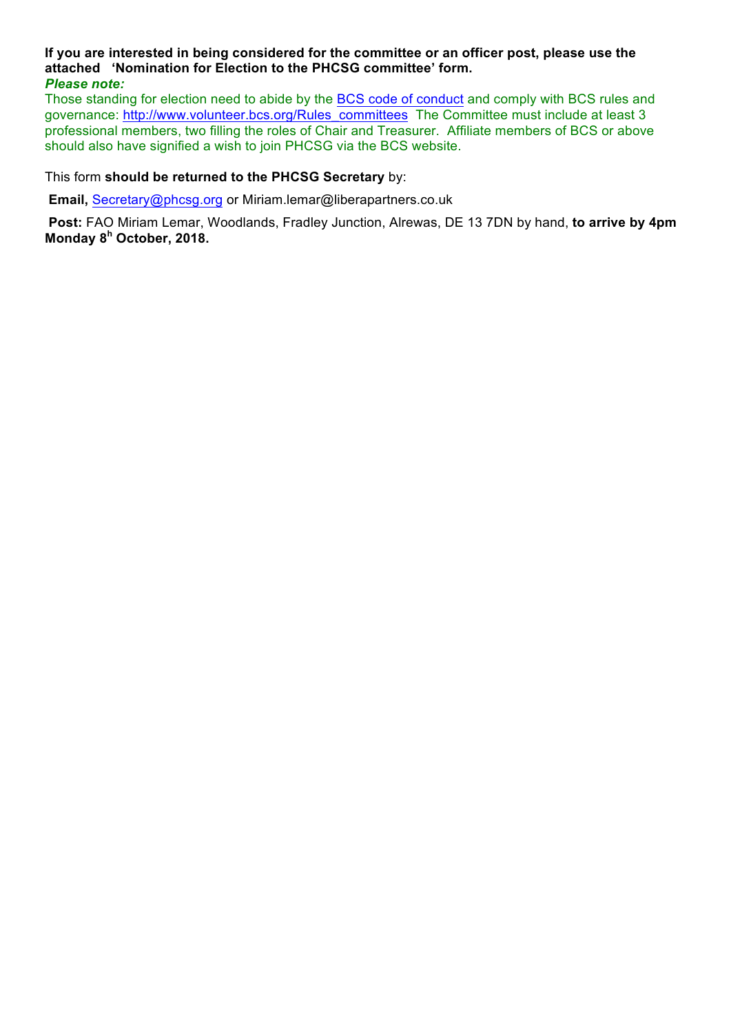**If you are interested in being considered for the committee or an officer post, please use the attached 'Nomination for Election to the PHCSG committee' form.**

***Please note:***

Those standing for election need to abide by the [BCS code of conduct] and comply with BCS rules and governance: http://www.volunteer.bcs.org/Rules_committees The Committee must include at least 3 professional members, two filling the roles of Chair and Treasurer. Affiliate members of BCS or above should also have signified a wish to join PHCSG via the BCS website.

This form **should be returned to the PHCSG Secretary** by:

**Email,** Secretary@phcsg.org or Miriam.lemar@liberapartners.co.uk

**Post:** FAO Miriam Lemar, Woodlands, Fradley Junction, Alrewas, DE 13 7DN by hand, **to arrive by 4pm Monday 8[h] October, 2018.**